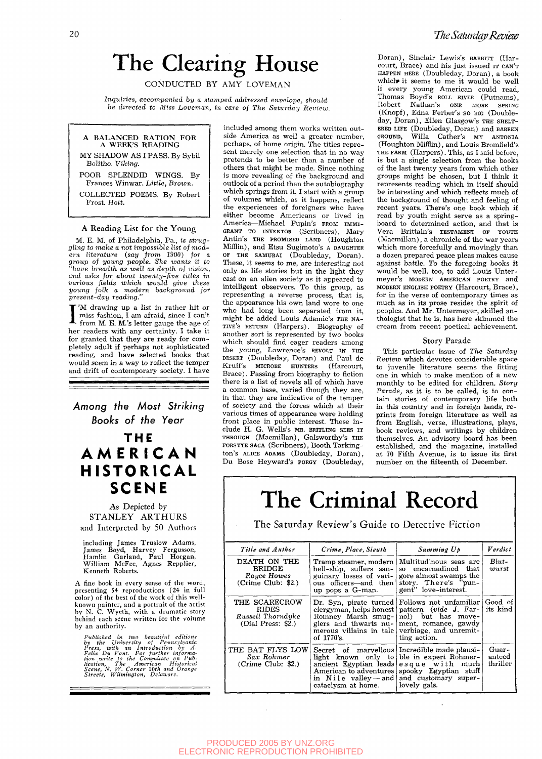# The Clearing House

CONDUCTED BY AMY LOVEMAN

*Inquiries, accompanied by a stamped addressed envelope, should be directed to Miss Loveman, in care of The Saturday Review.*

A BALANCED RATION FOR A WEEK'S READING

MY SHADOW AS I PASS. By Sybil Bolitho. *Viking.*

POOR SPLENDID WINGS. By Frances Winwar. *Little, Brown.*

COLLECTED POEMS. By Robert Frost. *Holt.*

## A Reading List for the Young

*M. E. M. of Philadelphia, Pa., is struggling to make a not impossible list of modern literature (say from 1900) for a group of young people. She wants it to "have breadth as well as depth of vision, and asks for about twenty-five titles in various fields which would give these young folk a modern background for present-day reading."*

I'M drawing up a list in rather hit or miss fashion, I am afraid, since I can't from M. E. M.'s letter gauge the age of her readers with any certainty. I take it for granted that they are ready for completely adult if perhaps not sophisticated reading, and have selected books that would seem in a way to reflect the temper and drift of contemporary society. I have included among them works written outside America as well a greater number, perhaps, of home origin. The titles represent merely one selection that in no way pretends to be better than a number of others that might be made. Since nothing is more revealing of the background and outlook of a period than the autobiography which springs from it, I start with a group of volumes which, as it happens, reflect the experiences of foreigners who have either become Americans or lived in America—Michael Pupin's FROM IMMIGRANT TO INVENTOR (Scribners), Mary Antin's THE PROMISED LAND (Houghton Mifflin), and Etsu Sugimoto's A DAUGHTER OF THE SAMURAI (Doubleday, Doran). These, it seems to me, are interesting not only as life stories but in the light they cast on an alien society as it appeared to intelligent observers. To this group, as representing a reverse process, that is, the appearance his own land wore to one who had long been separated from it, might be added Louis Adamic's THE NATIVE'S RETURN (Harpers). Biography of another sort is represented by two books which should find eager readers among the young, Lawrence's REVOLT IN THE DESERT (Doubleday, Doran) and Paul de Kruif's MICROBE HUNTERS (Harcourt, Brace). Passing from biography to fiction there is a list of novels all of which have a common base, varied though they are, in that they are indicative of the temper of society and the forces which at their various times of appearance were holding front place in public interest. These include H. G. Wells's MR. BRITLING SEES IT THROUGH (Macmillan), Galsworthy's THE FORSYTE SAGA (Scribners), Booth Tarkington's ALICE ADAMS (Doubleday, Doran), Du Bose Heyward's PORGY (Doubleday, Doran), Sinclair Lewis's BABBITT (Harcourt, Brace) and his just issued IT CAN'T HAPPEN HERE (Doubleday, Doran), a book which it seems to me it would be well if every young American could read, Thomas Boyd's ROLL RIVER (Putnams), Robert Nathan's ONE MORE SPRING (Knopf), Edna Ferber's SO BIG (Doubleday, Doran), Ellen Glasgow's THE SHELTERED LIFE (Doubleday, Doran) and BARREN GROUND, Willa Cather's MY ANTONIA (Houghton Mifflin), and Louis Bromfield's THE FARM (Harpers). This, as I said before, is but a single selection from the books of the last twenty years from which other groups might be chosen, but I think it represents reading which in itself should be interesting and which reflects much of the background of thought and feeling of recent years. There's one book which if read by youth might serve as a springboard to determined action, and that is Vera Brittain's TESTAMENT OF YOUTH (Macmillan), a chronicle of the war years which more forcefully and movingly than a dozen prepared peace pleas makes cause against battle. To the foregoing books it would be well, too, to add Louis Untermeyer's MODERN AMERICAN POETRY and MODERN ENGLISH POETRY (Harcourt, Brace), for in the verse of contemporary times as much as in its prose resides the spirit of peoples. And Mr. Untermeyer, skilled anthologist that he is, has here skimmed the cream from recent poetical achievement.

## Story Parade

This particular issue of *The Saturday Review* which devotes considerable space to juvenile literature seems the fitting one in which to make mention of a new monthly to be edited for children. *Story Parade*, as it is to be called, is to contain stories of contemporary life both in this country and in foreign lands, reprints from foreign literature as well as from English, verse, illustrations, plays, book reviews, and writings by children themselves. An advisory board has been established, and the magazine, installed at 70 Fifth Avenue, is to issue its first number on the fifteenth of December.

---

*Among the Most Striking Books of the Year*

# THE AMERICAN HISTORICAL SCENE

As Depicted by STANLEY ARTHURS and Interpreted by 50 Authors

including James Truslow Adams, James Boyd, Harvey Fergusson, Hamlin Garland, Paul Horgan, William McFee, Agnes Repplier, Kenneth Roberts.

A fine book in every sense of the word, presenting 54 reproductions (24 in full color) of the best of the work of this well-known painter, and a portrait of the artist by N. C. Wyeth, with a dramatic story behind each scene written for the volume by an authority.

*Published in two beautiful editions by the University of Pennsylvania Press, with an Introduction by A. Felix Du Pont. For further information write to the Committee on Publication, The American Historical Scene, N. W. Corner 10th and Orange Streets, Wilmington, Delaware.*

---

# The Criminal Record

The Saturday Review's Guide to Detective Fiction

| *Title and Author* | *Crime, Place, Sleuth* | *Summing Up* | *Verdict* |
|---|---|---|---|
| DEATH ON THE BRIDGE *Royce Howes* (Crime Club: $2.) | Tramp steamer, modern hell-ship, suffers sanguinary losses of various officers—and then up pops a G-man. | Multitudinous seas are so encarnadined that gore almost swamps the story. There's "pungent" love-interest. | *Blutwurst* |
| THE SCARECROW RIDES *Russell Thorndyke* (Dial Press: $2.) | Dr. Syn, pirate turned clergyman, helps honest Romney Marsh smugglers and thwarts numerous villains in tale of 1770's. | Follows not unfamiliar pattern (*vide* J. Farnol) but has movement, romance, gawdy verbiage, and unremitting action. | Good of its kind |
| THE BAT FLYS LOW *Sax Rohmer* (Crime Club: $2.) | Secret of marvellous light known only to ancient Egyptian leads American to adventures in Nile valley—and cataclysm at home. | Incredible made plausible in expert Rohmeresque with much spooky Egyptian stuff and customary superlovely gals. | Guaranteed thriller |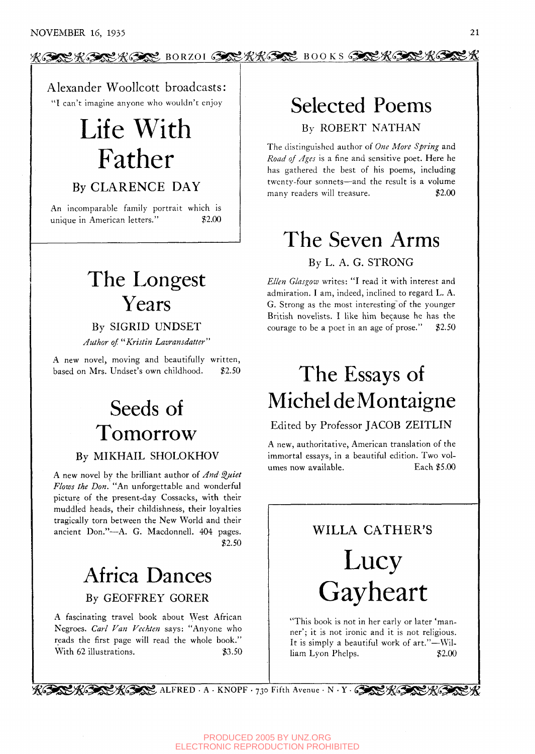BORZOI BOOKS

Alexander Woollcott broadcasts:

"I can't imagine anyone who wouldn't enjoy

# Life With Father

### By CLARENCE DAY

An incomparable family portrait which is unique in American letters." $2.00

# The Longest Years

### By SIGRID UNDSET

*Author of "Kristin Lavransdatter"*

A new novel, moving and beautifully written, based on Mrs. Undset's own childhood. $2.50

# Seeds of Tomorrow

### By MIKHAIL SHOLOKHOV

A new novel by the brilliant author of *And Quiet Flows the Don*. "An unforgettable and wonderful picture of the present-day Cossacks, with their muddled heads, their childishness, their loyalties tragically torn between the New World and their ancient Don."—A. G. Macdonnell. 404 pages. $2.50

# Africa Dances

### By GEOFFREY GORER

A fascinating travel book about West African Negroes. *Carl Van Vechten* says: "Anyone who reads the first page will read the whole book." With 62 illustrations. $3.50

# Selected Poems

### By ROBERT NATHAN

The distinguished author of *One More Spring* and *Road of Ages* is a fine and sensitive poet. Here he has gathered the best of his poems, including twenty-four sonnets—and the result is a volume many readers will treasure. $2.00

# The Seven Arms

### By L. A. G. STRONG

*Ellen Glasgow* writes: "I read it with interest and admiration. I am, indeed, inclined to regard L. A. G. Strong as the most interesting of the younger British novelists. I like him because he has the courage to be a poet in an age of prose." $2.50

# The Essays of Michel de Montaigne

### Edited by Professor JACOB ZEITLIN

A new, authoritative, American translation of the immortal essays, in a beautiful edition. Two volumes now available. Each $5.00

### WILLA CATHER'S

# Lucy Gayheart

"This book is not in her early or later 'manner'; it is not ironic and it is not religious. It is simply a beautiful work of art."—William Lyon Phelps. $2.00

ALFRED · A · KNOPF · 730 Fifth Avenue · N · Y ·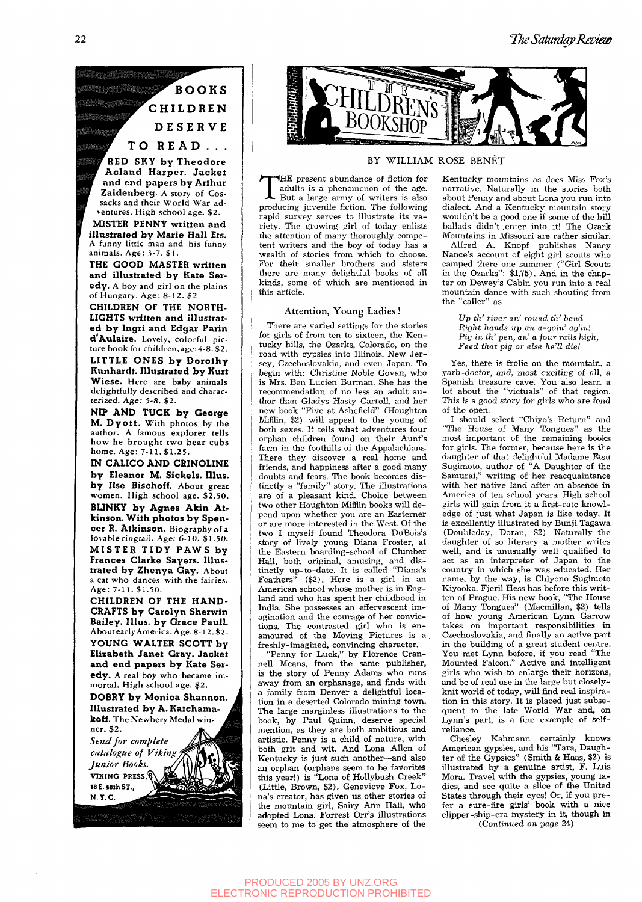## BOOKS CHILDREN DESERVE TO READ . . .

**RED SKY by Theodore Acland Harper. Jacket and end papers by Arthur Zaidenberg.** A story of Cossacks and their World War adventures. High school age. $2.

**MISTER PENNY written and illustrated by Marie Hall Ets.** A funny little man and his funny animals. Age: 3-7. $1.

**THE GOOD MASTER written and illustrated by Kate Seredy.** A boy and girl on the plains of Hungary. Age: 8-12. $2

**CHILDREN OF THE NORTH-LIGHTS written and illustrated by Ingri and Edgar Parin d'Aulaire.** Lovely, colorful picture book for children, age: 4-8. $2.

**LITTLE ONES by Dorothy Kunhardt. Illustrated by Kurt Wiese.** Here are baby animals delightfully described and characterized. Age: 5-8. $2.

**NIP AND TUCK by George M. Dyott.** With photos by the author. A famous explorer tells how he brought two bear cubs home. Age: 7-11. $1.25.

**IN CALICO AND CRINOLINE by Eleanor M. Sickels. Illus. by Ilse Bischoff.** About great women. High school age. $2.50.

**BLINKY by Agnes Akin Atkinson. With photos by Spencer R. Atkinson.** Biography of a lovable ringtail. Age: 6-10. $1.50.

**MISTER TIDY PAWS by Frances Clarke Sayers. Illustrated by Zhenya Gay.** About a cat who dances with the fairies. Age: 7-11. $1.50.

**CHILDREN OF THE HANDCRAFTS by Carolyn Sherwin Bailey. Illus. by Grace Paull.** About early America. Age: 8-12. $2.

**YOUNG WALTER SCOTT by Elizabeth Janet Gray. Jacket and end papers by Kate Seredy.** A real boy who became immortal. High school age. $2.

**DOBRY by Monica Shannon. Illustrated by A. Katchamakoff.** The Newbery Medal winner. $2.

*Send for complete catalogue of Viking Junior Books.*

VIKING PRESS, 18 E. 48th ST., N. Y. C.

# THE CHILDREN'S BOOKSHOP

BY WILLIAM ROSE BENÉT

THE present abundance of fiction for adults is a phenomenon of the age. But a large army of writers is also producing juvenile fiction. The following rapid survey serves to illustrate its variety. The growing girl of today enlists the attention of many thoroughly competent writers and the boy of today has a wealth of stories from which to choose. For their smaller brothers and sisters there are many delightful books of all kinds, some of which are mentioned in this article.

### Attention, Young Ladies!

There are varied settings for the stories for girls of from ten to sixteen, the Kentucky hills, the Ozarks, Colorado, on the road with gypsies into Illinois, New Jersey, Czechoslovakia, and even Japan. To begin with: Christine Noble Govan, who is Mrs. Ben Lucien Burman. She has the recommendation of no less an adult author than Gladys Hasty Carroll, and her new book "Five at Ashefield" (Houghton Mifflin, $2) will appeal to the young of both sexes. It tells what adventures four orphan children found on their Aunt's farm in the foothills of the Appalachians. There they discover a real home and friends, and happiness after a good many doubts and fears. The book becomes distinctly a "family" story. The illustrations are of a pleasant kind. Choice between two other Houghton Mifflin books will depend upon whether you are an Easterner or are more interested in the West. Of the two I myself found Theodora DuBois's story of lively young Diana Froster, at the Eastern boarding-school of Clumber Hall, both original, amusing, and distinctly up-to-date. It is called "Diana's Feathers" ($2). Here is a girl in an American school whose mother is in England and who has spent her childhood in India. She possesses an effervescent imagination and the courage of her convictions. The centred girl who is enamoured of the Moving Pictures is a freshly-imagined, convincing character.

"Penny for Luck," by Florence Crannell Means, from the same publisher, is the story of Penny Adams who runs away from an orphanage, and finds with a family from Denver a delightful location in a deserted Colorado mining town. The large marginless illustrations to the book, by Paul Quinn, deserve special mention, as they are both ambitious and artistic. Penny is a child of nature, with both grit and wit. And Lona Allen of Kentucky is just such another—and also an orphan (orphans seem to be favorites this year!) is "Lona of Hollybush Creek" (Little, Brown, $2). Genevieve Fox, Lona's creator, has given us other stories of the mountain girl, Sairy Ann Hall, who adopted Lona. Forrest Orr's illustrations seem to me to get the atmosphere of the Kentucky mountains as does Miss Fox's narrative. Naturally in the stories both about Penny and about Lona you run into dialect. And a Kentucky mountain story wouldn't be a good one if some of the hill ballads didn't enter into it! The Ozark Mountains in Missouri are rather similar.

Alfred A. Knopf publishes Nancy Nance's account of eight girl scouts who camped there one summer ("Girl Scouts in the Ozarks": $1.75). And in the chapter on Dewey's Cabin you run into a real mountain dance with such shouting from the "caller" as

*Up th' river an' round th' bend*
*Right hands up an a-goin' ag'in!*
*Pig in th' pen, an' a four rails high,*
*Feed that pig or else he'll die!*

Yes, there is frolic on the mountain, a yarb-doctor, and, most exciting of all, a Spanish treasure cave. You also learn a lot about the "victuals" of that region. This is a good story for girls who are fond of the open.

I should select "Chiyo's Return" and "The House of Many Tongues" as the most important of the remaining books for girls. The former, because here is the daughter of that delightful Madame Etsu Sugimoto, author of "A Daughter of the Samurai," writing of her reacquaintance with her native land after an absence in America of ten school years. High school girls will gain from it a first-rate knowledge of just what Japan is like today. It is excellently illustrated by Bunji Tagawa (Doubleday, Doran, $2). Naturally the daughter of so literary a mother writes well, and is unusually well qualified to act as an interpreter of Japan to the country in which she was educated. Her name, by the way, is Chiyono Sugimoto Kiyooka. Fjeril Hess has before this written of Prague. His new book, "The House of Many Tongues" (Macmillan, $2) tells of how young American Lynn Garrow takes on important responsibilities in Czechoslovakia, and finally an active part in the building of a great student centre. You met Lynn before, if you read "The Mounted Falcon." Active and intelligent girls who wish to enlarge their horizons, and be of real use in the large but closely-knit world of today, will find real inspiration in this story. It is placed just subsequent to the late World War and, on Lynn's part, is a fine example of self-reliance.

Chesley Kahmann certainly knows American gypsies, and his "Tara, Daughter of the Gypsies" (Smith & Haas, $2) is illustrated by a genuine artist, F. Luis Mora. Travel with the gypsies, young ladies, and see quite a slice of the United States through their eyes! Or, if you prefer a sure-fire girls' book with a nice clipper-ship-era mystery in it, though in

*(Continued on page 24)*